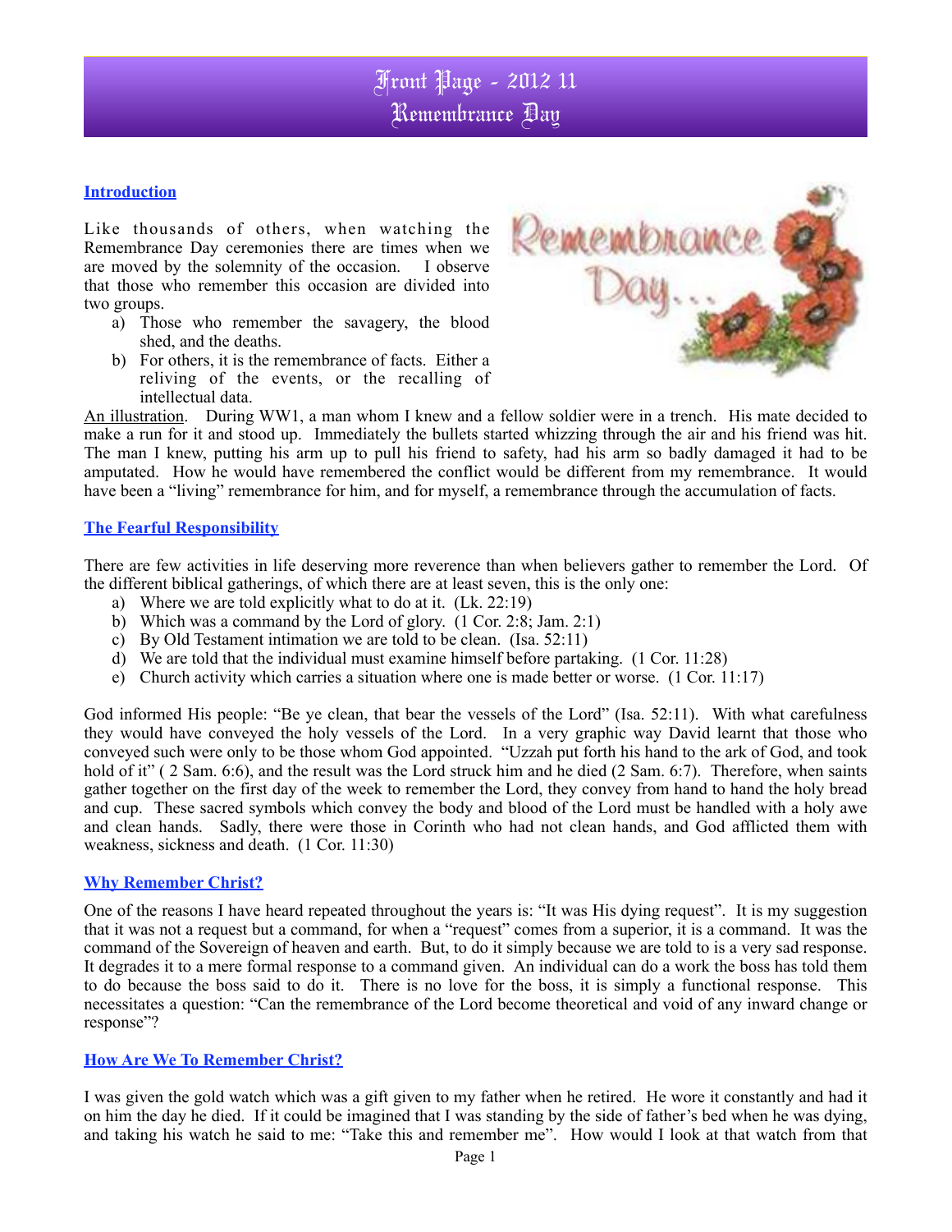# Front Page - 2012 11
# Remembrance Day

## Introduction

Like thousands of others, when watching the Remembrance Day ceremonies there are times when we are moved by the solemnity of the occasion. I observe that those who remember this occasion are divided into two groups.

a) Those who remember the savagery, the blood shed, and the deaths.
b) For others, it is the remembrance of facts. Either a reliving of the events, or the recalling of intellectual data.

An illustration. During WW1, a man whom I knew and a fellow soldier were in a trench. His mate decided to make a run for it and stood up. Immediately the bullets started whizzing through the air and his friend was hit. The man I knew, putting his arm up to pull his friend to safety, had his arm so badly damaged it had to be amputated. How he would have remembered the conflict would be different from my remembrance. It would have been a "living" remembrance for him, and for myself, a remembrance through the accumulation of facts.

## The Fearful Responsibility

There are few activities in life deserving more reverence than when believers gather to remember the Lord. Of the different biblical gatherings, of which there are at least seven, this is the only one:

a) Where we are told explicitly what to do at it. (Lk. 22:19)
b) Which was a command by the Lord of glory. (1 Cor. 2:8; Jam. 2:1)
c) By Old Testament intimation we are told to be clean. (Isa. 52:11)
d) We are told that the individual must examine himself before partaking. (1 Cor. 11:28)
e) Church activity which carries a situation where one is made better or worse. (1 Cor. 11:17)

God informed His people: "Be ye clean, that bear the vessels of the Lord" (Isa. 52:11). With what carefulness they would have conveyed the holy vessels of the Lord. In a very graphic way David learnt that those who conveyed such were only to be those whom God appointed. "Uzzah put forth his hand to the ark of God, and took hold of it" ( 2 Sam. 6:6), and the result was the Lord struck him and he died (2 Sam. 6:7). Therefore, when saints gather together on the first day of the week to remember the Lord, they convey from hand to hand the holy bread and cup. These sacred symbols which convey the body and blood of the Lord must be handled with a holy awe and clean hands. Sadly, there were those in Corinth who had not clean hands, and God afflicted them with weakness, sickness and death. (1 Cor. 11:30)

## Why Remember Christ?

One of the reasons I have heard repeated throughout the years is: "It was His dying request". It is my suggestion that it was not a request but a command, for when a "request" comes from a superior, it is a command. It was the command of the Sovereign of heaven and earth. But, to do it simply because we are told to is a very sad response. It degrades it to a mere formal response to a command given. An individual can do a work the boss has told them to do because the boss said to do it. There is no love for the boss, it is simply a functional response. This necessitates a question: "Can the remembrance of the Lord become theoretical and void of any inward change or response"?

## How Are We To Remember Christ?

I was given the gold watch which was a gift given to my father when he retired. He wore it constantly and had it on him the day he died. If it could be imagined that I was standing by the side of father's bed when he was dying, and taking his watch he said to me: "Take this and remember me". How would I look at that watch from that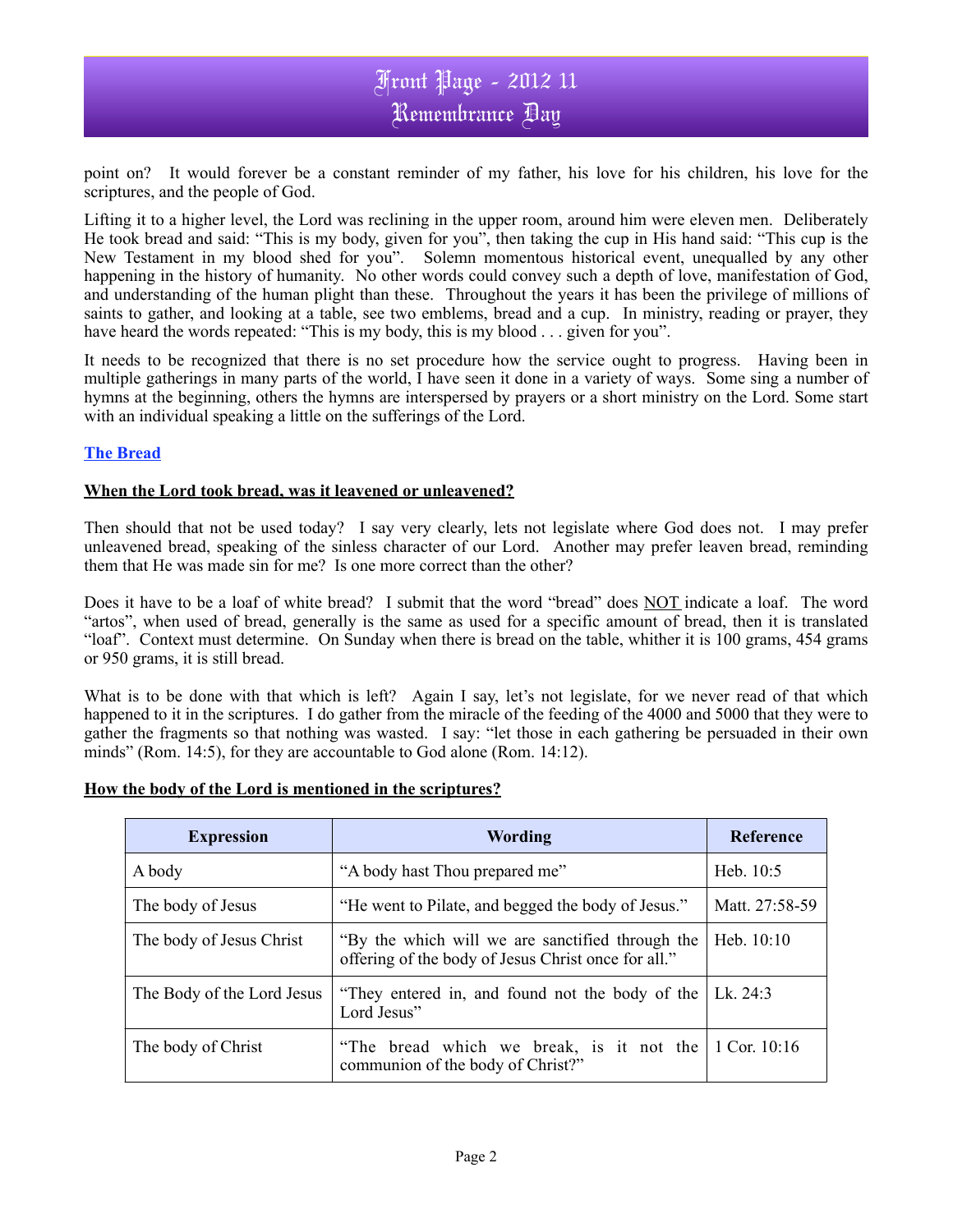point on? It would forever be a constant reminder of my father, his love for his children, his love for the scriptures, and the people of God.

Lifting it to a higher level, the Lord was reclining in the upper room, around him were eleven men. Deliberately He took bread and said: "This is my body, given for you", then taking the cup in His hand said: "This cup is the New Testament in my blood shed for you". Solemn momentous historical event, unequalled by any other happening in the history of humanity. No other words could convey such a depth of love, manifestation of God, and understanding of the human plight than these. Throughout the years it has been the privilege of millions of saints to gather, and looking at a table, see two emblems, bread and a cup. In ministry, reading or prayer, they have heard the words repeated: "This is my body, this is my blood . . . given for you".

It needs to be recognized that there is no set procedure how the service ought to progress. Having been in multiple gatherings in many parts of the world, I have seen it done in a variety of ways. Some sing a number of hymns at the beginning, others the hymns are interspersed by prayers or a short ministry on the Lord. Some start with an individual speaking a little on the sufferings of the Lord.

## The Bread

### When the Lord took bread, was it leavened or unleavened?

Then should that not be used today? I say very clearly, lets not legislate where God does not. I may prefer unleavened bread, speaking of the sinless character of our Lord. Another may prefer leaven bread, reminding them that He was made sin for me? Is one more correct than the other?

Does it have to be a loaf of white bread? I submit that the word "bread" does NOT indicate a loaf. The word "artos", when used of bread, generally is the same as used for a specific amount of bread, then it is translated "loaf". Context must determine. On Sunday when there is bread on the table, whither it is 100 grams, 454 grams or 950 grams, it is still bread.

What is to be done with that which is left? Again I say, let's not legislate, for we never read of that which happened to it in the scriptures. I do gather from the miracle of the feeding of the 4000 and 5000 that they were to gather the fragments so that nothing was wasted. I say: "let those in each gathering be persuaded in their own minds" (Rom. 14:5), for they are accountable to God alone (Rom. 14:12).

### How the body of the Lord is mentioned in the scriptures?

| Expression | Wording | Reference |
|---|---|---|
| A body | "A body hast Thou prepared me" | Heb. 10:5 |
| The body of Jesus | "He went to Pilate, and begged the body of Jesus." | Matt. 27:58-59 |
| The body of Jesus Christ | "By the which will we are sanctified through the offering of the body of Jesus Christ once for all." | Heb. 10:10 |
| The Body of the Lord Jesus | "They entered in, and found not the body of the Lord Jesus" | Lk. 24:3 |
| The body of Christ | "The bread which we break, is it not the communion of the body of Christ?" | 1 Cor. 10:16 |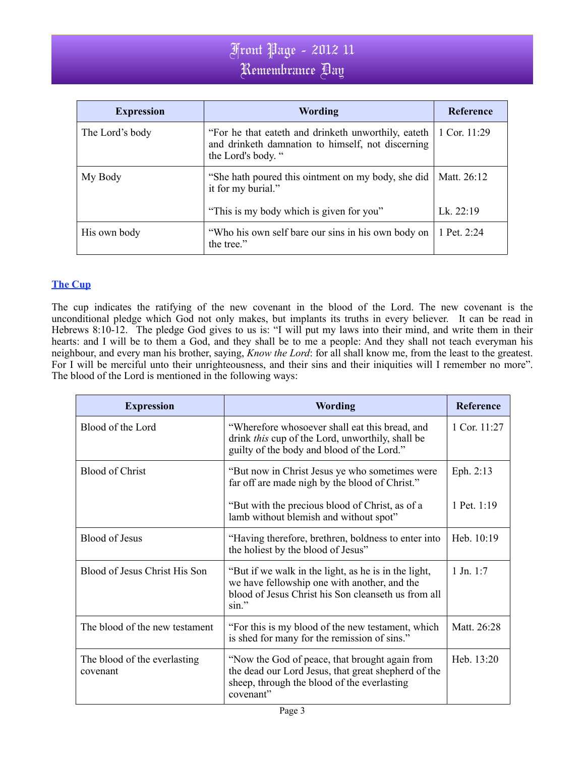| Expression | Wording | Reference |
|---|---|---|
| The Lord's body | "For he that eateth and drinketh unworthily, eateth and drinketh damnation to himself, not discerning the Lord's body. " | 1 Cor. 11:29 |
| My Body | "She hath poured this ointment on my body, she did it for my burial." | Matt. 26:12 |
| | "This is my body which is given for you" | Lk. 22:19 |
| His own body | "Who his own self bare our sins in his own body on the tree." | 1 Pet. 2:24 |

## The Cup

The cup indicates the ratifying of the new covenant in the blood of the Lord. The new covenant is the unconditional pledge which God not only makes, but implants its truths in every believer. It can be read in Hebrews 8:10-12. The pledge God gives to us is: "I will put my laws into their mind, and write them in their hearts: and I will be to them a God, and they shall be to me a people: And they shall not teach everyman his neighbour, and every man his brother, saying, *Know the Lord*: for all shall know me, from the least to the greatest. For I will be merciful unto their unrighteousness, and their sins and their iniquities will I remember no more". The blood of the Lord is mentioned in the following ways:

| Expression | Wording | Reference |
|---|---|---|
| Blood of the Lord | "Wherefore whosoever shall eat this bread, and drink *this* cup of the Lord, unworthily, shall be guilty of the body and blood of the Lord." | 1 Cor. 11:27 |
| Blood of Christ | "But now in Christ Jesus ye who sometimes were far off are made nigh by the blood of Christ." | Eph. 2:13 |
| | "But with the precious blood of Christ, as of a lamb without blemish and without spot" | 1 Pet. 1:19 |
| Blood of Jesus | "Having therefore, brethren, boldness to enter into the holiest by the blood of Jesus" | Heb. 10:19 |
| Blood of Jesus Christ His Son | "But if we walk in the light, as he is in the light, we have fellowship one with another, and the blood of Jesus Christ his Son cleanseth us from all sin." | 1 Jn. 1:7 |
| The blood of the new testament | "For this is my blood of the new testament, which is shed for many for the remission of sins." | Matt. 26:28 |
| The blood of the everlasting covenant | "Now the God of peace, that brought again from the dead our Lord Jesus, that great shepherd of the sheep, through the blood of the everlasting covenant" | Heb. 13:20 |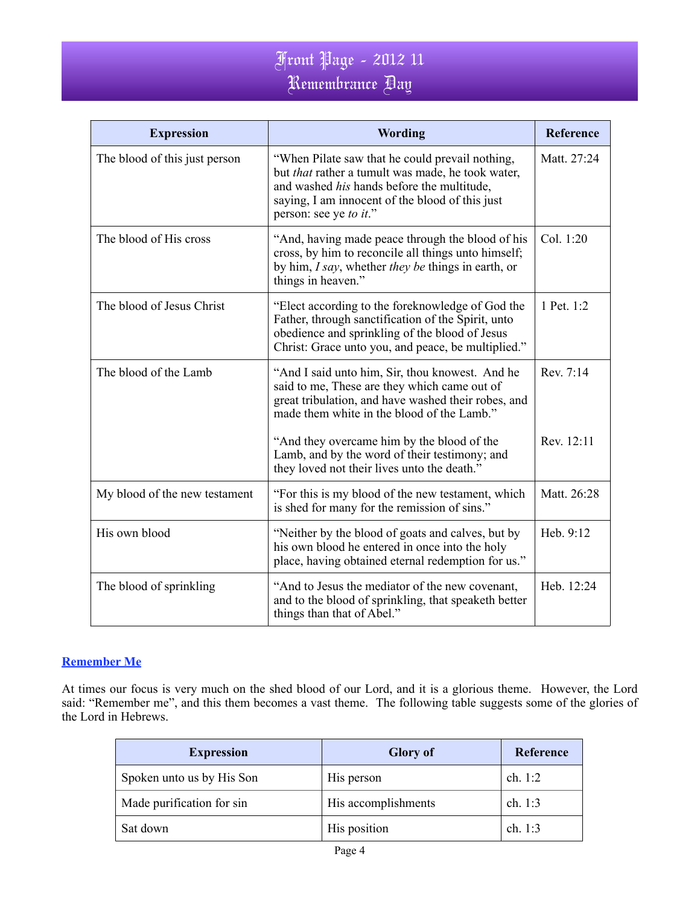| Expression | Wording | Reference |
|---|---|---|
| The blood of this just person | "When Pilate saw that he could prevail nothing, but *that* rather a tumult was made, he took water, and washed *his* hands before the multitude, saying, I am innocent of the blood of this just person: see ye *to it*." | Matt. 27:24 |
| The blood of His cross | "And, having made peace through the blood of his cross, by him to reconcile all things unto himself; by him, *I say*, whether *they be* things in earth, or things in heaven." | Col. 1:20 |
| The blood of Jesus Christ | "Elect according to the foreknowledge of God the Father, through sanctification of the Spirit, unto obedience and sprinkling of the blood of Jesus Christ: Grace unto you, and peace, be multiplied." | 1 Pet. 1:2 |
| The blood of the Lamb | "And I said unto him, Sir, thou knowest. And he said to me, These are they which came out of great tribulation, and have washed their robes, and made them white in the blood of the Lamb."<br><br>"And they overcame him by the blood of the Lamb, and by the word of their testimony; and they loved not their lives unto the death." | Rev. 7:14<br><br>Rev. 12:11 |
| My blood of the new testament | "For this is my blood of the new testament, which is shed for many for the remission of sins." | Matt. 26:28 |
| His own blood | "Neither by the blood of goats and calves, but by his own blood he entered in once into the holy place, having obtained eternal redemption for us." | Heb. 9:12 |
| The blood of sprinkling | "And to Jesus the mediator of the new covenant, and to the blood of sprinkling, that speaketh better things than that of Abel." | Heb. 12:24 |

## Remember Me

At times our focus is very much on the shed blood of our Lord, and it is a glorious theme. However, the Lord said: "Remember me", and this them becomes a vast theme. The following table suggests some of the glories of the Lord in Hebrews.

| Expression | Glory of | Reference |
|---|---|---|
| Spoken unto us by His Son | His person | ch. 1:2 |
| Made purification for sin | His accomplishments | ch. 1:3 |
| Sat down | His position | ch. 1:3 |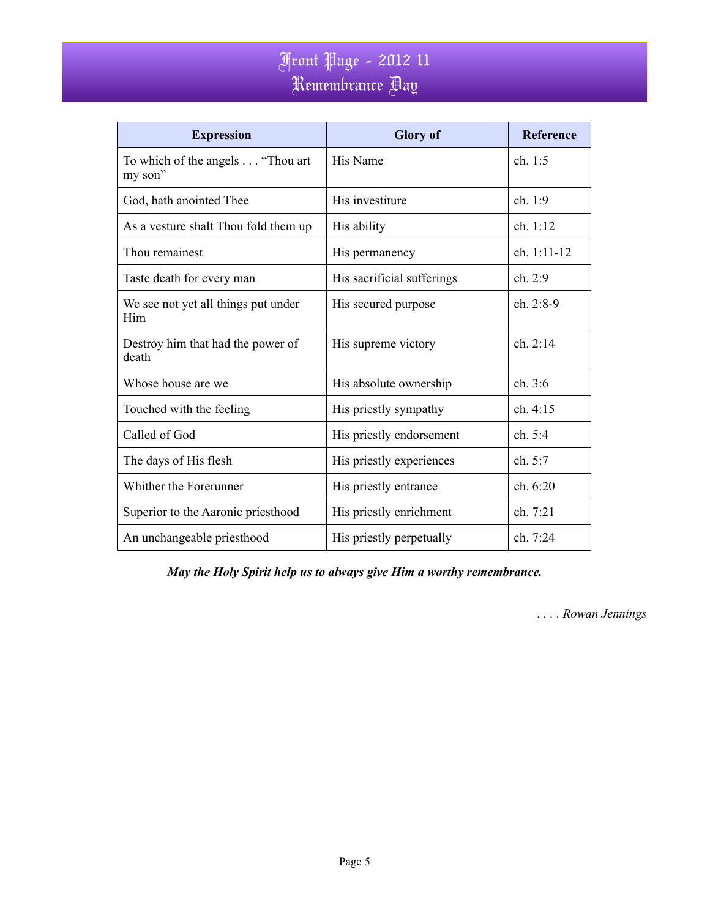# Front Page - 2012 11
# Remembrance Day

| Expression | Glory of | Reference |
|---|---|---|
| To which of the angels . . . "Thou art my son" | His Name | ch. 1:5 |
| God, hath anointed Thee | His investiture | ch. 1:9 |
| As a vesture shalt Thou fold them up | His ability | ch. 1:12 |
| Thou remainest | His permanency | ch. 1:11-12 |
| Taste death for every man | His sacrificial sufferings | ch. 2:9 |
| We see not yet all things put under Him | His secured purpose | ch. 2:8-9 |
| Destroy him that had the power of death | His supreme victory | ch. 2:14 |
| Whose house are we | His absolute ownership | ch. 3:6 |
| Touched with the feeling | His priestly sympathy | ch. 4:15 |
| Called of God | His priestly endorsement | ch. 5:4 |
| The days of His flesh | His priestly experiences | ch. 5:7 |
| Whither the Forerunner | His priestly entrance | ch. 6:20 |
| Superior to the Aaronic priesthood | His priestly enrichment | ch. 7:21 |
| An unchangeable priesthood | His priestly perpetually | ch. 7:24 |

***May the Holy Spirit help us to always give Him a worthy remembrance.***

. . . . *Rowan Jennings*